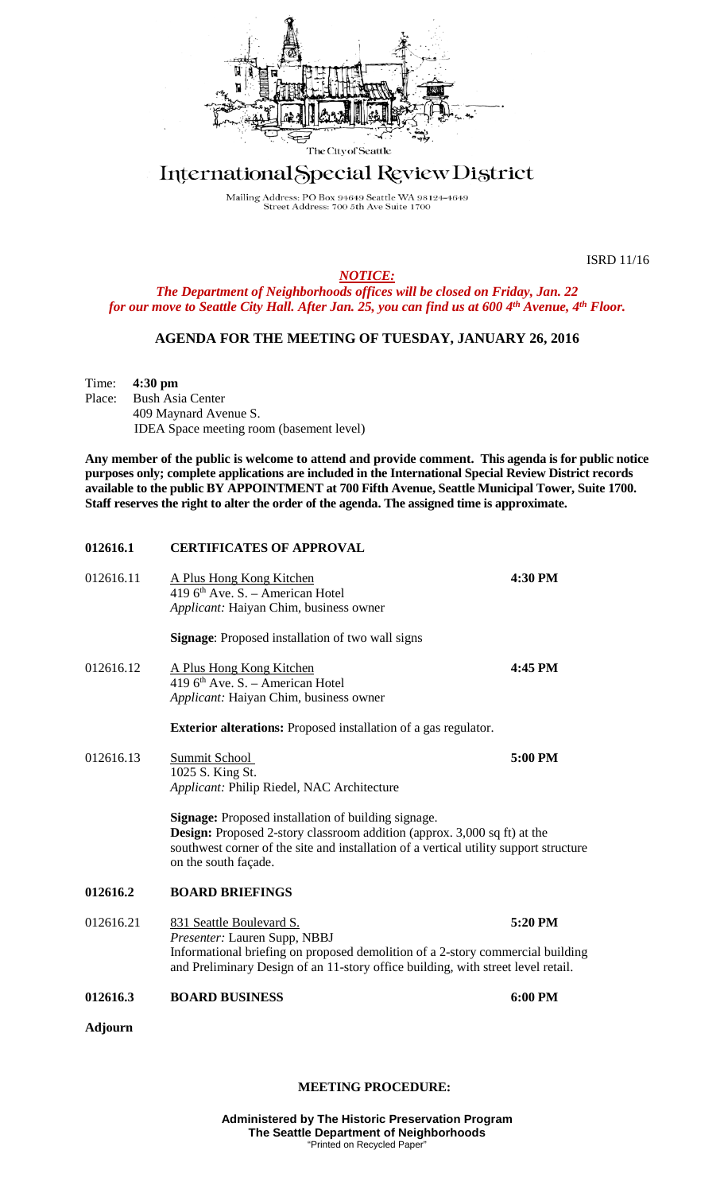The City of Seattle

# International Special Review District

Mailing Address: PO Box 94649 Seattle WA 98124-4649
Street Address: 700 5th Ave Suite 1700

ISRD 11/16

***NOTICE:***

***The Department of Neighborhoods offices will be closed on Friday, Jan. 22 for our move to Seattle City Hall. After Jan. 25, you can find us at 600 4th Avenue, 4th Floor.***

## AGENDA FOR THE MEETING OF TUESDAY, JANUARY 26, 2016

Time: **4:30 pm**
Place: Bush Asia Center
409 Maynard Avenue S.
IDEA Space meeting room (basement level)

**Any member of the public is welcome to attend and provide comment. This agenda is for public notice purposes only; complete applications are included in the International Special Review District records available to the public BY APPOINTMENT at 700 Fifth Avenue, Seattle Municipal Tower, Suite 1700. Staff reserves the right to alter the order of the agenda. The assigned time is approximate.**

**012616.1 CERTIFICATES OF APPROVAL**

012616.11 A Plus Hong Kong Kitchen — **4:30 PM**
419 6th Ave. S. – American Hotel
*Applicant:* Haiyan Chim, business owner

**Signage**: Proposed installation of two wall signs

012616.12 A Plus Hong Kong Kitchen — **4:45 PM**
419 6th Ave. S. – American Hotel
*Applicant:* Haiyan Chim, business owner

**Exterior alterations:** Proposed installation of a gas regulator.

012616.13 Summit School — **5:00 PM**
1025 S. King St.
*Applicant:* Philip Riedel, NAC Architecture

**Signage:** Proposed installation of building signage.
**Design:** Proposed 2-story classroom addition (approx. 3,000 sq ft) at the southwest corner of the site and installation of a vertical utility support structure on the south façade.

**012616.2 BOARD BRIEFINGS**

012616.21 831 Seattle Boulevard S. — **5:20 PM**
*Presenter:* Lauren Supp, NBBJ
Informational briefing on proposed demolition of a 2-story commercial building and Preliminary Design of an 11-story office building, with street level retail.

**012616.3 BOARD BUSINESS — 6:00 PM**

**Adjourn**

**MEETING PROCEDURE:**

**Administered by The Historic Preservation Program**
**The Seattle Department of Neighborhoods**
"Printed on Recycled Paper"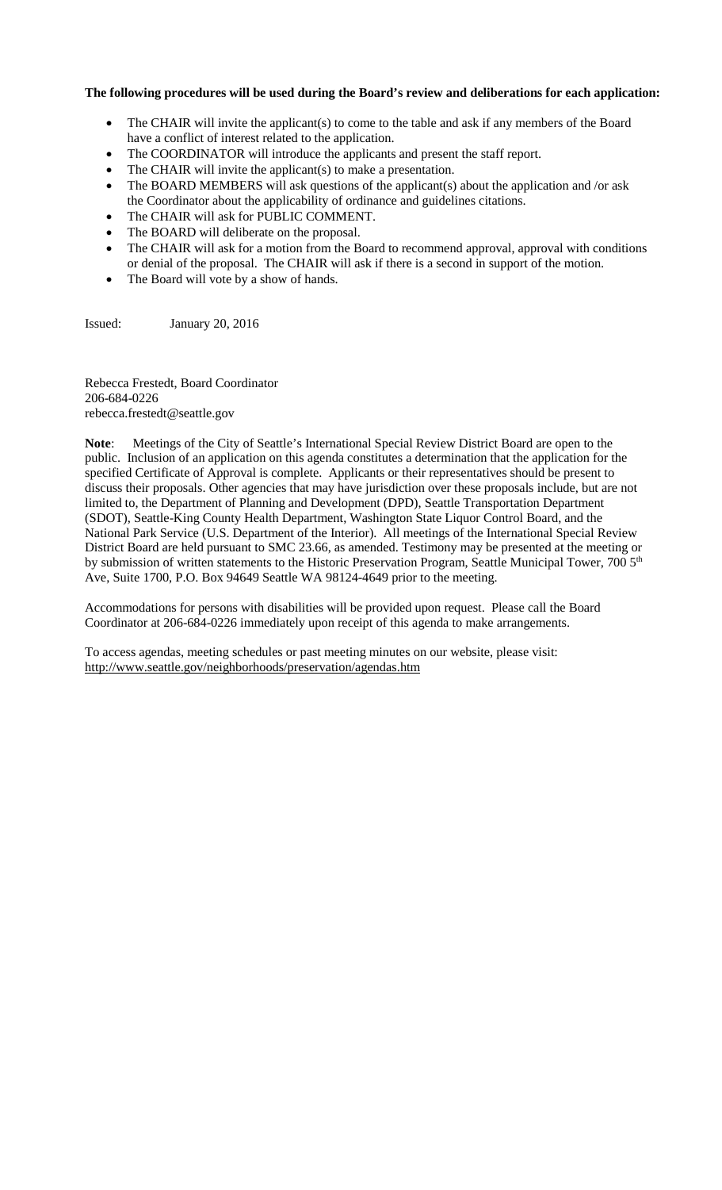**The following procedures will be used during the Board's review and deliberations for each application:**

- The CHAIR will invite the applicant(s) to come to the table and ask if any members of the Board have a conflict of interest related to the application.
- The COORDINATOR will introduce the applicants and present the staff report.
- The CHAIR will invite the applicant(s) to make a presentation.
- The BOARD MEMBERS will ask questions of the applicant(s) about the application and /or ask the Coordinator about the applicability of ordinance and guidelines citations.
- The CHAIR will ask for PUBLIC COMMENT.
- The BOARD will deliberate on the proposal.
- The CHAIR will ask for a motion from the Board to recommend approval, approval with conditions or denial of the proposal. The CHAIR will ask if there is a second in support of the motion.
- The Board will vote by a show of hands.

Issued: January 20, 2016

Rebecca Frestedt, Board Coordinator
206-684-0226
rebecca.frestedt@seattle.gov

**Note**: Meetings of the City of Seattle's International Special Review District Board are open to the public. Inclusion of an application on this agenda constitutes a determination that the application for the specified Certificate of Approval is complete. Applicants or their representatives should be present to discuss their proposals. Other agencies that may have jurisdiction over these proposals include, but are not limited to, the Department of Planning and Development (DPD), Seattle Transportation Department (SDOT), Seattle-King County Health Department, Washington State Liquor Control Board, and the National Park Service (U.S. Department of the Interior). All meetings of the International Special Review District Board are held pursuant to SMC 23.66, as amended. Testimony may be presented at the meeting or by submission of written statements to the Historic Preservation Program, Seattle Municipal Tower, 700 5th Ave, Suite 1700, P.O. Box 94649 Seattle WA 98124-4649 prior to the meeting.

Accommodations for persons with disabilities will be provided upon request. Please call the Board Coordinator at 206-684-0226 immediately upon receipt of this agenda to make arrangements.

To access agendas, meeting schedules or past meeting minutes on our website, please visit:
http://www.seattle.gov/neighborhoods/preservation/agendas.htm